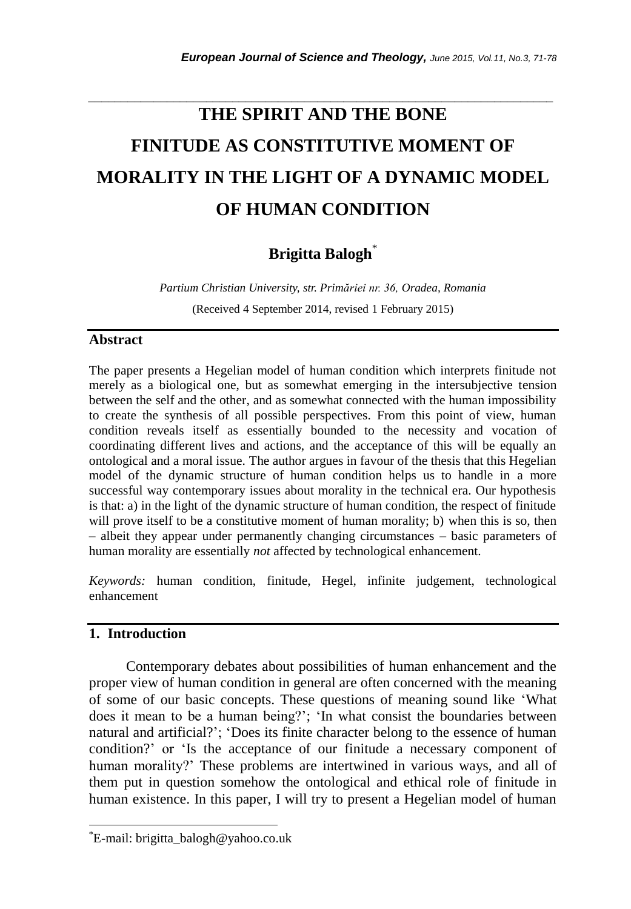# THE SPIRIT AND THE BONE FINITUDE AS CONSTITUTIVE MOMENT OF MORALITY IN THE LIGHT OF A DYNAMIC MODEL OF HUMAN CONDITION

**Brigitta Balogh**[*]

*Partium Christian University, str. Primăriei nr. 36, Oradea, Romania*

(Received 4 September 2014, revised 1 February 2015)

## Abstract

The paper presents a Hegelian model of human condition which interprets finitude not merely as a biological one, but as somewhat emerging in the intersubjective tension between the self and the other, and as somewhat connected with the human impossibility to create the synthesis of all possible perspectives. From this point of view, human condition reveals itself as essentially bounded to the necessity and vocation of coordinating different lives and actions, and the acceptance of this will be equally an ontological and a moral issue. The author argues in favour of the thesis that this Hegelian model of the dynamic structure of human condition helps us to handle in a more successful way contemporary issues about morality in the technical era. Our hypothesis is that: a) in the light of the dynamic structure of human condition, the respect of finitude will prove itself to be a constitutive moment of human morality; b) when this is so, then – albeit they appear under permanently changing circumstances – basic parameters of human morality are essentially *not* affected by technological enhancement.

*Keywords:* human condition, finitude, Hegel, infinite judgement, technological enhancement

## 1. Introduction

Contemporary debates about possibilities of human enhancement and the proper view of human condition in general are often concerned with the meaning of some of our basic concepts. These questions of meaning sound like 'What does it mean to be a human being?'; 'In what consist the boundaries between natural and artificial?'; 'Does its finite character belong to the essence of human condition?' or 'Is the acceptance of our finitude a necessary component of human morality?' These problems are intertwined in various ways, and all of them put in question somehow the ontological and ethical role of finitude in human existence. In this paper, I will try to present a Hegelian model of human

[*]E-mail: brigitta_balogh@yahoo.co.uk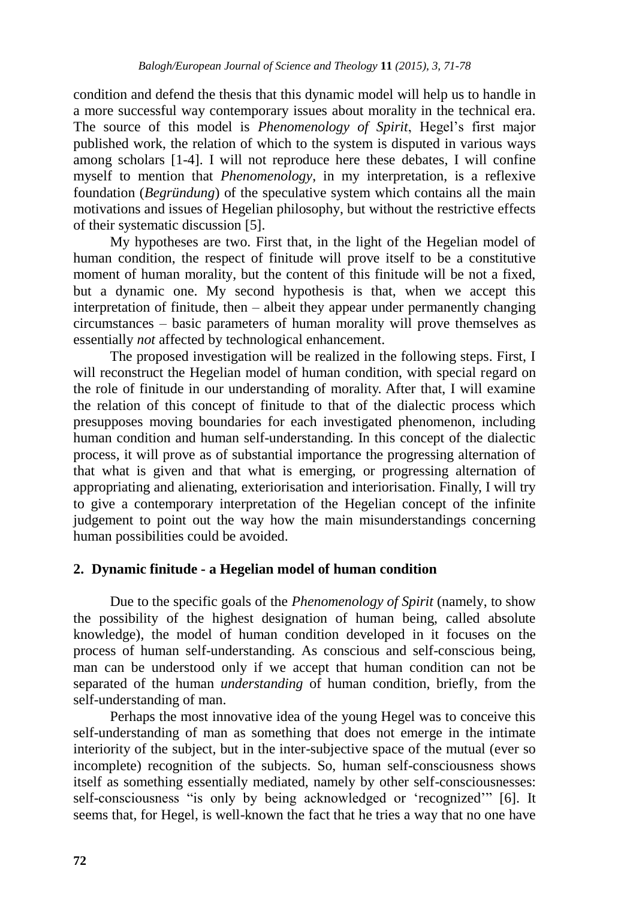condition and defend the thesis that this dynamic model will help us to handle in a more successful way contemporary issues about morality in the technical era. The source of this model is *Phenomenology of Spirit*, Hegel's first major published work, the relation of which to the system is disputed in various ways among scholars [1-4]. I will not reproduce here these debates, I will confine myself to mention that *Phenomenology*, in my interpretation, is a reflexive foundation (*Begründung*) of the speculative system which contains all the main motivations and issues of Hegelian philosophy, but without the restrictive effects of their systematic discussion [5].

My hypotheses are two. First that, in the light of the Hegelian model of human condition, the respect of finitude will prove itself to be a constitutive moment of human morality, but the content of this finitude will be not a fixed, but a dynamic one. My second hypothesis is that, when we accept this interpretation of finitude, then – albeit they appear under permanently changing circumstances – basic parameters of human morality will prove themselves as essentially *not* affected by technological enhancement.

The proposed investigation will be realized in the following steps. First, I will reconstruct the Hegelian model of human condition, with special regard on the role of finitude in our understanding of morality. After that, I will examine the relation of this concept of finitude to that of the dialectic process which presupposes moving boundaries for each investigated phenomenon, including human condition and human self-understanding. In this concept of the dialectic process, it will prove as of substantial importance the progressing alternation of that what is given and that what is emerging, or progressing alternation of appropriating and alienating, exteriorisation and interiorisation. Finally, I will try to give a contemporary interpretation of the Hegelian concept of the infinite judgement to point out the way how the main misunderstandings concerning human possibilities could be avoided.

## 2. Dynamic finitude - a Hegelian model of human condition

Due to the specific goals of the *Phenomenology of Spirit* (namely, to show the possibility of the highest designation of human being, called absolute knowledge), the model of human condition developed in it focuses on the process of human self-understanding. As conscious and self-conscious being, man can be understood only if we accept that human condition can not be separated of the human *understanding* of human condition, briefly, from the self-understanding of man.

Perhaps the most innovative idea of the young Hegel was to conceive this self-understanding of man as something that does not emerge in the intimate interiority of the subject, but in the inter-subjective space of the mutual (ever so incomplete) recognition of the subjects. So, human self-consciousness shows itself as something essentially mediated, namely by other self-consciousnesses: self-consciousness "is only by being acknowledged or 'recognized'" [6]. It seems that, for Hegel, is well-known the fact that he tries a way that no one have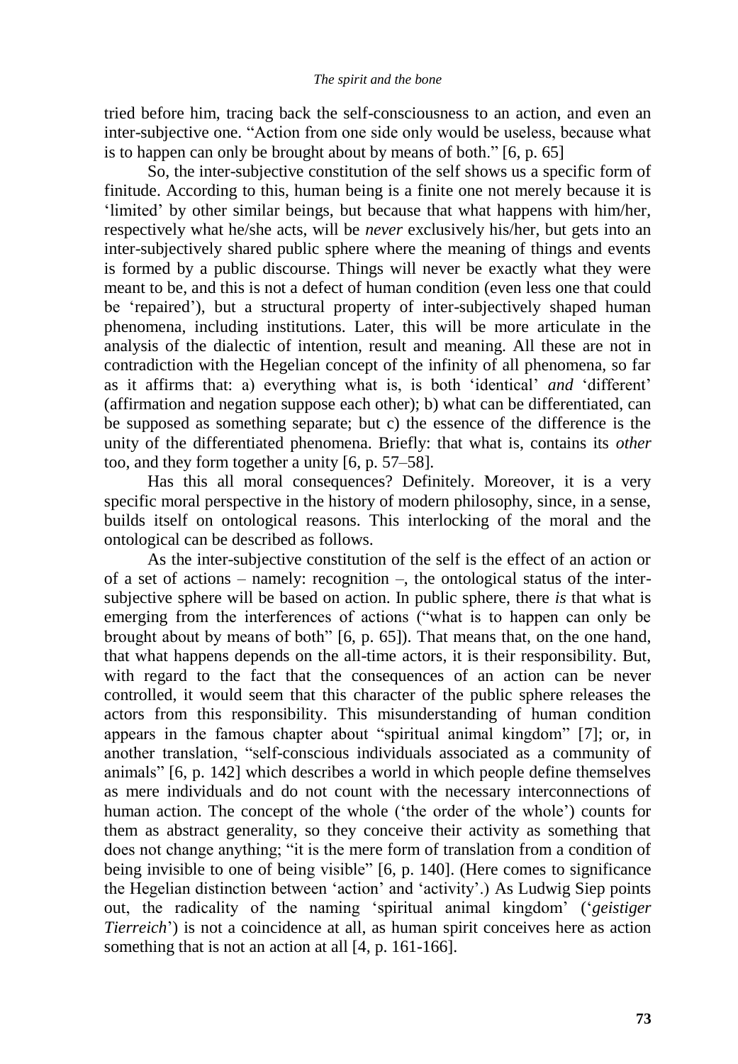tried before him, tracing back the self-consciousness to an action, and even an inter-subjective one. "Action from one side only would be useless, because what is to happen can only be brought about by means of both." [6, p. 65]

So, the inter-subjective constitution of the self shows us a specific form of finitude. According to this, human being is a finite one not merely because it is 'limited' by other similar beings, but because that what happens with him/her, respectively what he/she acts, will be *never* exclusively his/her, but gets into an inter-subjectively shared public sphere where the meaning of things and events is formed by a public discourse. Things will never be exactly what they were meant to be, and this is not a defect of human condition (even less one that could be 'repaired'), but a structural property of inter-subjectively shaped human phenomena, including institutions. Later, this will be more articulate in the analysis of the dialectic of intention, result and meaning. All these are not in contradiction with the Hegelian concept of the infinity of all phenomena, so far as it affirms that: a) everything what is, is both 'identical' *and* 'different' (affirmation and negation suppose each other); b) what can be differentiated, can be supposed as something separate; but c) the essence of the difference is the unity of the differentiated phenomena. Briefly: that what is, contains its *other* too, and they form together a unity [6, p. 57–58].

Has this all moral consequences? Definitely. Moreover, it is a very specific moral perspective in the history of modern philosophy, since, in a sense, builds itself on ontological reasons. This interlocking of the moral and the ontological can be described as follows.

As the inter-subjective constitution of the self is the effect of an action or of a set of actions – namely: recognition –, the ontological status of the inter-subjective sphere will be based on action. In public sphere, there *is* that what is emerging from the interferences of actions ("what is to happen can only be brought about by means of both" [6, p. 65]). That means that, on the one hand, that what happens depends on the all-time actors, it is their responsibility. But, with regard to the fact that the consequences of an action can be never controlled, it would seem that this character of the public sphere releases the actors from this responsibility. This misunderstanding of human condition appears in the famous chapter about "spiritual animal kingdom" [7]; or, in another translation, "self-conscious individuals associated as a community of animals" [6, p. 142] which describes a world in which people define themselves as mere individuals and do not count with the necessary interconnections of human action. The concept of the whole ('the order of the whole') counts for them as abstract generality, so they conceive their activity as something that does not change anything; "it is the mere form of translation from a condition of being invisible to one of being visible" [6, p. 140]. (Here comes to significance the Hegelian distinction between 'action' and 'activity'.) As Ludwig Siep points out, the radicality of the naming 'spiritual animal kingdom' ('*geistiger Tierreich*') is not a coincidence at all, as human spirit conceives here as action something that is not an action at all [4, p. 161-166].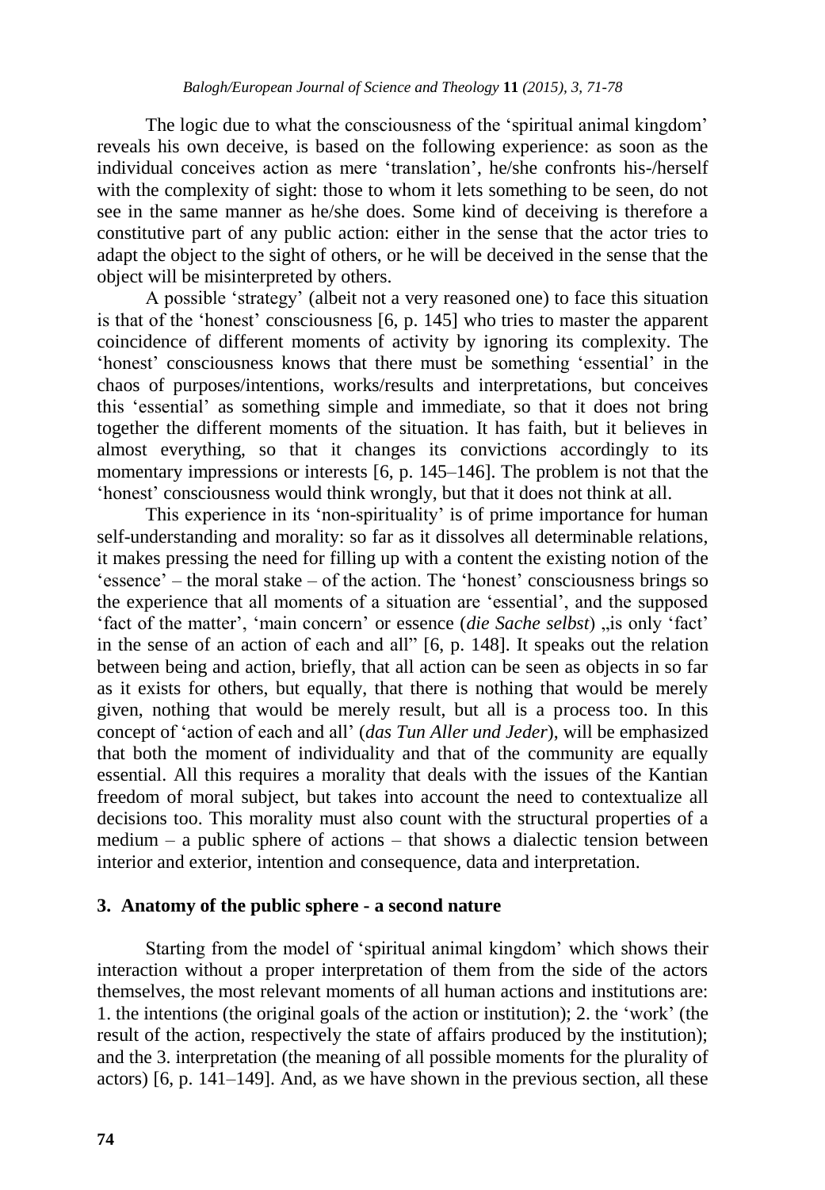The logic due to what the consciousness of the 'spiritual animal kingdom' reveals his own deceive, is based on the following experience: as soon as the individual conceives action as mere 'translation', he/she confronts his-/herself with the complexity of sight: those to whom it lets something to be seen, do not see in the same manner as he/she does. Some kind of deceiving is therefore a constitutive part of any public action: either in the sense that the actor tries to adapt the object to the sight of others, or he will be deceived in the sense that the object will be misinterpreted by others.

A possible 'strategy' (albeit not a very reasoned one) to face this situation is that of the 'honest' consciousness [6, p. 145] who tries to master the apparent coincidence of different moments of activity by ignoring its complexity. The 'honest' consciousness knows that there must be something 'essential' in the chaos of purposes/intentions, works/results and interpretations, but conceives this 'essential' as something simple and immediate, so that it does not bring together the different moments of the situation. It has faith, but it believes in almost everything, so that it changes its convictions accordingly to its momentary impressions or interests [6, p. 145–146]. The problem is not that the 'honest' consciousness would think wrongly, but that it does not think at all.

This experience in its 'non-spirituality' is of prime importance for human self-understanding and morality: so far as it dissolves all determinable relations, it makes pressing the need for filling up with a content the existing notion of the 'essence' – the moral stake – of the action. The 'honest' consciousness brings so the experience that all moments of a situation are 'essential', and the supposed 'fact of the matter', 'main concern' or essence (*die Sache selbst*) „is only 'fact' in the sense of an action of each and all" [6, p. 148]. It speaks out the relation between being and action, briefly, that all action can be seen as objects in so far as it exists for others, but equally, that there is nothing that would be merely given, nothing that would be merely result, but all is a process too. In this concept of 'action of each and all' (*das Tun Aller und Jeder*), will be emphasized that both the moment of individuality and that of the community are equally essential. All this requires a morality that deals with the issues of the Kantian freedom of moral subject, but takes into account the need to contextualize all decisions too. This morality must also count with the structural properties of a medium – a public sphere of actions – that shows a dialectic tension between interior and exterior, intention and consequence, data and interpretation.

## 3. Anatomy of the public sphere - a second nature

Starting from the model of 'spiritual animal kingdom' which shows their interaction without a proper interpretation of them from the side of the actors themselves, the most relevant moments of all human actions and institutions are: 1. the intentions (the original goals of the action or institution); 2. the 'work' (the result of the action, respectively the state of affairs produced by the institution); and the 3. interpretation (the meaning of all possible moments for the plurality of actors) [6, p. 141–149]. And, as we have shown in the previous section, all these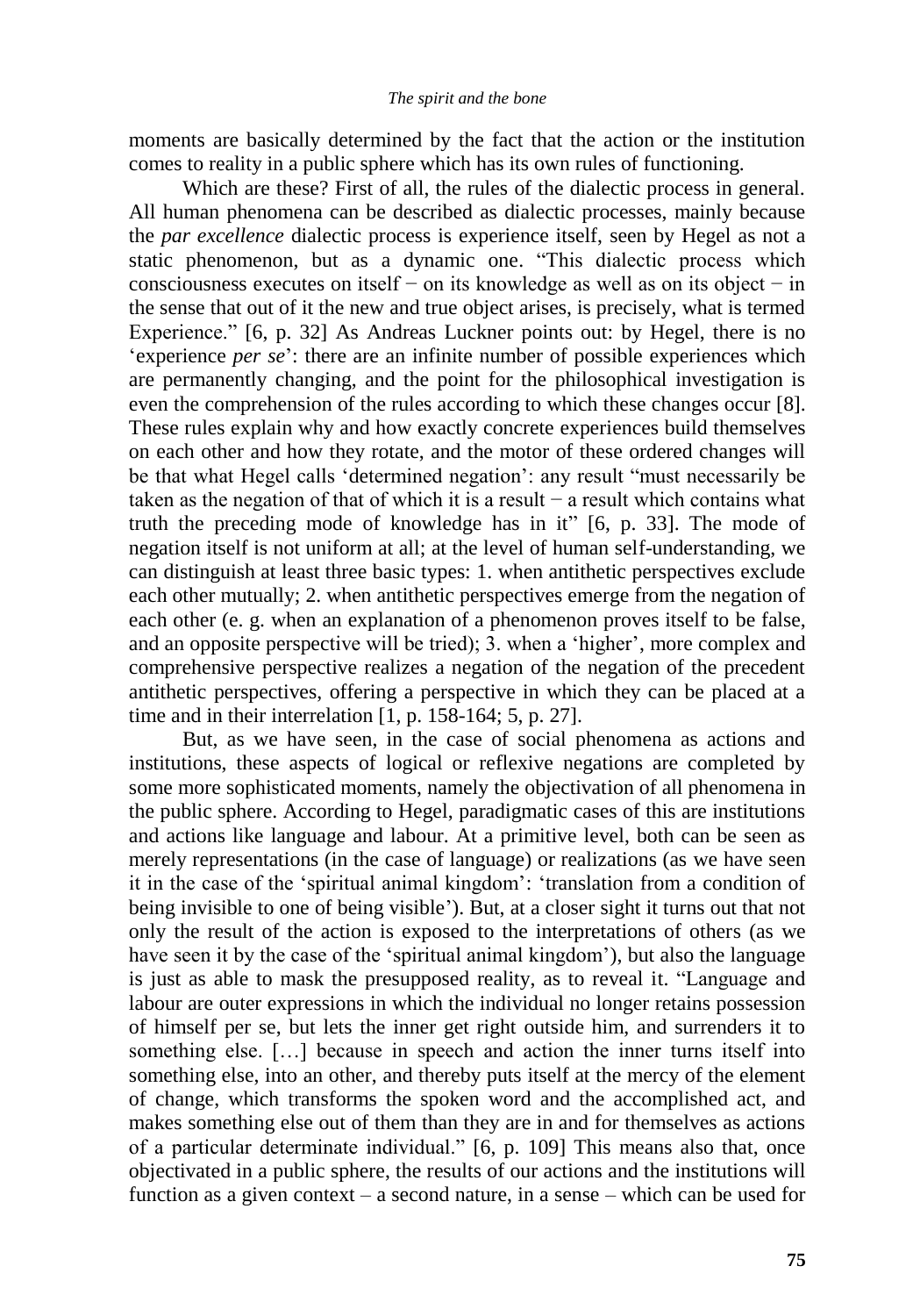moments are basically determined by the fact that the action or the institution comes to reality in a public sphere which has its own rules of functioning.

Which are these? First of all, the rules of the dialectic process in general. All human phenomena can be described as dialectic processes, mainly because the *par excellence* dialectic process is experience itself, seen by Hegel as not a static phenomenon, but as a dynamic one. "This dialectic process which consciousness executes on itself − on its knowledge as well as on its object − in the sense that out of it the new and true object arises, is precisely, what is termed Experience." [6, p. 32] As Andreas Luckner points out: by Hegel, there is no 'experience *per se*': there are an infinite number of possible experiences which are permanently changing, and the point for the philosophical investigation is even the comprehension of the rules according to which these changes occur [8]. These rules explain why and how exactly concrete experiences build themselves on each other and how they rotate, and the motor of these ordered changes will be that what Hegel calls 'determined negation': any result "must necessarily be taken as the negation of that of which it is a result − a result which contains what truth the preceding mode of knowledge has in it" [6, p. 33]. The mode of negation itself is not uniform at all; at the level of human self-understanding, we can distinguish at least three basic types: 1. when antithetic perspectives exclude each other mutually; 2. when antithetic perspectives emerge from the negation of each other (e. g. when an explanation of a phenomenon proves itself to be false, and an opposite perspective will be tried); 3. when a 'higher', more complex and comprehensive perspective realizes a negation of the negation of the precedent antithetic perspectives, offering a perspective in which they can be placed at a time and in their interrelation [1, p. 158-164; 5, p. 27].

But, as we have seen, in the case of social phenomena as actions and institutions, these aspects of logical or reflexive negations are completed by some more sophisticated moments, namely the objectivation of all phenomena in the public sphere. According to Hegel, paradigmatic cases of this are institutions and actions like language and labour. At a primitive level, both can be seen as merely representations (in the case of language) or realizations (as we have seen it in the case of the 'spiritual animal kingdom': 'translation from a condition of being invisible to one of being visible'). But, at a closer sight it turns out that not only the result of the action is exposed to the interpretations of others (as we have seen it by the case of the 'spiritual animal kingdom'), but also the language is just as able to mask the presupposed reality, as to reveal it. "Language and labour are outer expressions in which the individual no longer retains possession of himself per se, but lets the inner get right outside him, and surrenders it to something else. […] because in speech and action the inner turns itself into something else, into an other, and thereby puts itself at the mercy of the element of change, which transforms the spoken word and the accomplished act, and makes something else out of them than they are in and for themselves as actions of a particular determinate individual." [6, p. 109] This means also that, once objectivated in a public sphere, the results of our actions and the institutions will function as a given context – a second nature, in a sense – which can be used for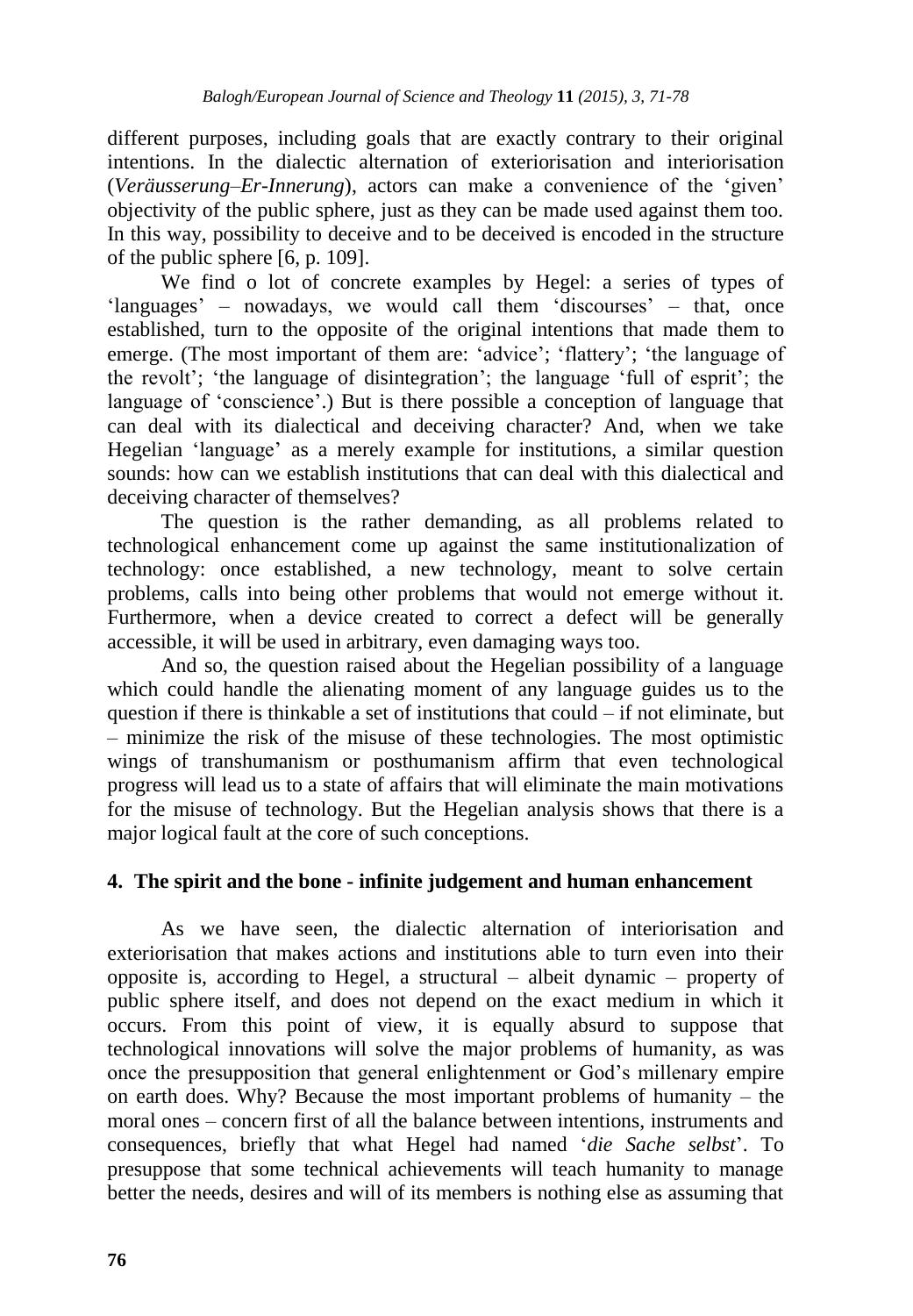different purposes, including goals that are exactly contrary to their original intentions. In the dialectic alternation of exteriorisation and interiorisation (*Veräusserung–Er-Innerung*), actors can make a convenience of the 'given' objectivity of the public sphere, just as they can be made used against them too. In this way, possibility to deceive and to be deceived is encoded in the structure of the public sphere [6, p. 109].

We find o lot of concrete examples by Hegel: a series of types of 'languages' – nowadays, we would call them 'discourses' – that, once established, turn to the opposite of the original intentions that made them to emerge. (The most important of them are: 'advice'; 'flattery'; 'the language of the revolt'; 'the language of disintegration'; the language 'full of esprit'; the language of 'conscience'.) But is there possible a conception of language that can deal with its dialectical and deceiving character? And, when we take Hegelian 'language' as a merely example for institutions, a similar question sounds: how can we establish institutions that can deal with this dialectical and deceiving character of themselves?

The question is the rather demanding, as all problems related to technological enhancement come up against the same institutionalization of technology: once established, a new technology, meant to solve certain problems, calls into being other problems that would not emerge without it. Furthermore, when a device created to correct a defect will be generally accessible, it will be used in arbitrary, even damaging ways too.

And so, the question raised about the Hegelian possibility of a language which could handle the alienating moment of any language guides us to the question if there is thinkable a set of institutions that could – if not eliminate, but – minimize the risk of the misuse of these technologies. The most optimistic wings of transhumanism or posthumanism affirm that even technological progress will lead us to a state of affairs that will eliminate the main motivations for the misuse of technology. But the Hegelian analysis shows that there is a major logical fault at the core of such conceptions.

## 4. The spirit and the bone - infinite judgement and human enhancement

As we have seen, the dialectic alternation of interiorisation and exteriorisation that makes actions and institutions able to turn even into their opposite is, according to Hegel, a structural – albeit dynamic – property of public sphere itself, and does not depend on the exact medium in which it occurs. From this point of view, it is equally absurd to suppose that technological innovations will solve the major problems of humanity, as was once the presupposition that general enlightenment or God's millenary empire on earth does. Why? Because the most important problems of humanity – the moral ones – concern first of all the balance between intentions, instruments and consequences, briefly that what Hegel had named '*die Sache selbst*'. To presuppose that some technical achievements will teach humanity to manage better the needs, desires and will of its members is nothing else as assuming that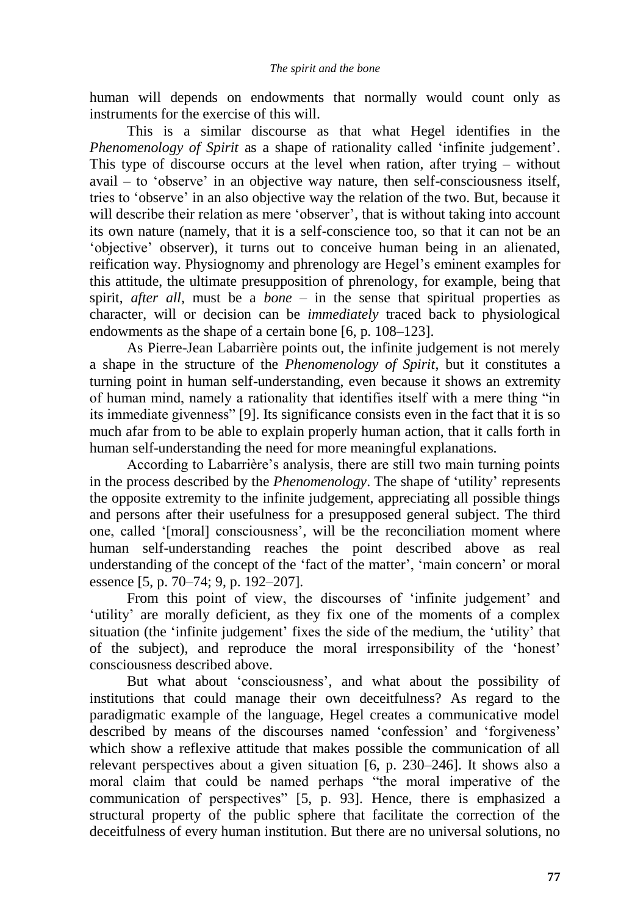human will depends on endowments that normally would count only as instruments for the exercise of this will.

This is a similar discourse as that what Hegel identifies in the *Phenomenology of Spirit* as a shape of rationality called 'infinite judgement'. This type of discourse occurs at the level when ration, after trying – without avail – to 'observe' in an objective way nature, then self-consciousness itself, tries to 'observe' in an also objective way the relation of the two. But, because it will describe their relation as mere 'observer', that is without taking into account its own nature (namely, that it is a self-conscience too, so that it can not be an 'objective' observer), it turns out to conceive human being in an alienated, reification way. Physiognomy and phrenology are Hegel's eminent examples for this attitude, the ultimate presupposition of phrenology, for example, being that spirit, *after all*, must be a *bone* – in the sense that spiritual properties as character, will or decision can be *immediately* traced back to physiological endowments as the shape of a certain bone [6, p. 108–123].

As Pierre-Jean Labarrière points out, the infinite judgement is not merely a shape in the structure of the *Phenomenology of Spirit*, but it constitutes a turning point in human self-understanding, even because it shows an extremity of human mind, namely a rationality that identifies itself with a mere thing "in its immediate givenness" [9]. Its significance consists even in the fact that it is so much afar from to be able to explain properly human action, that it calls forth in human self-understanding the need for more meaningful explanations.

According to Labarrière's analysis, there are still two main turning points in the process described by the *Phenomenology*. The shape of 'utility' represents the opposite extremity to the infinite judgement, appreciating all possible things and persons after their usefulness for a presupposed general subject. The third one, called '[moral] consciousness', will be the reconciliation moment where human self-understanding reaches the point described above as real understanding of the concept of the 'fact of the matter', 'main concern' or moral essence [5, p. 70–74; 9, p. 192–207].

From this point of view, the discourses of 'infinite judgement' and 'utility' are morally deficient, as they fix one of the moments of a complex situation (the 'infinite judgement' fixes the side of the medium, the 'utility' that of the subject), and reproduce the moral irresponsibility of the 'honest' consciousness described above.

But what about 'consciousness', and what about the possibility of institutions that could manage their own deceitfulness? As regard to the paradigmatic example of the language, Hegel creates a communicative model described by means of the discourses named 'confession' and 'forgiveness' which show a reflexive attitude that makes possible the communication of all relevant perspectives about a given situation [6, p. 230–246]. It shows also a moral claim that could be named perhaps "the moral imperative of the communication of perspectives" [5, p. 93]. Hence, there is emphasized a structural property of the public sphere that facilitate the correction of the deceitfulness of every human institution. But there are no universal solutions, no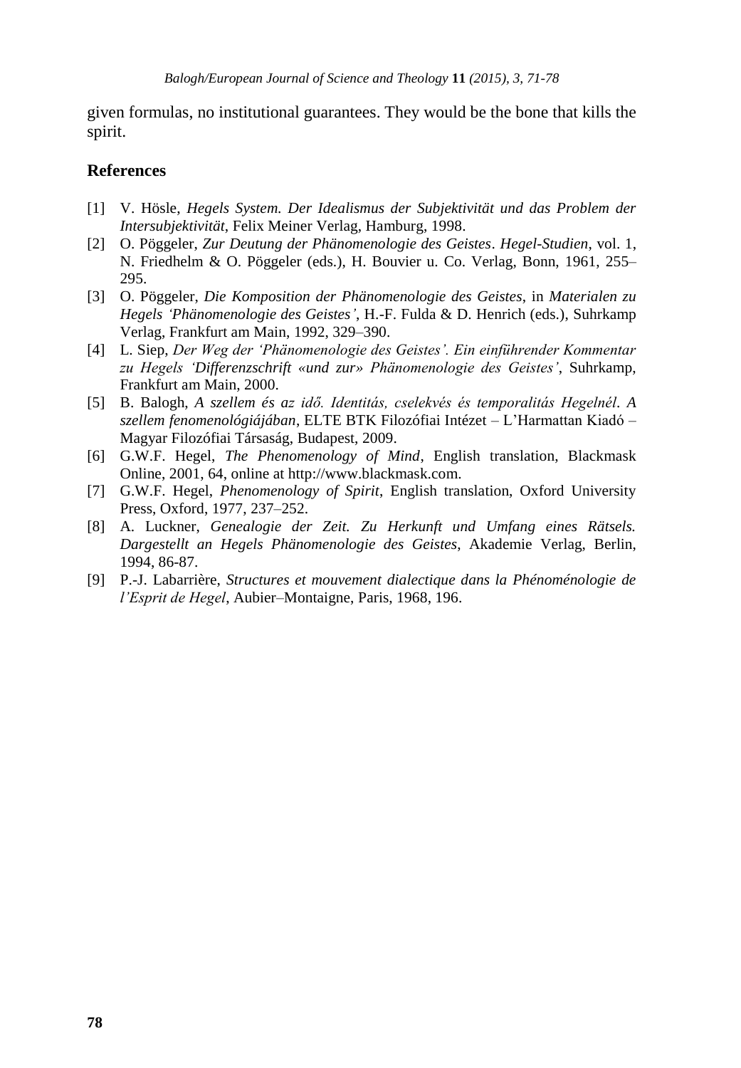given formulas, no institutional guarantees. They would be the bone that kills the spirit.

## References

[1] V. Hösle, *Hegels System. Der Idealismus der Subjektivität und das Problem der Intersubjektivität*, Felix Meiner Verlag, Hamburg, 1998.

[2] O. Pöggeler, *Zur Deutung der Phänomenologie des Geistes*. *Hegel-Studien*, vol. 1, N. Friedhelm & O. Pöggeler (eds.), H. Bouvier u. Co. Verlag, Bonn, 1961, 255–295.

[3] O. Pöggeler, *Die Komposition der Phänomenologie des Geistes*, in *Materialen zu Hegels 'Phänomenologie des Geistes'*, H.-F. Fulda & D. Henrich (eds.), Suhrkamp Verlag, Frankfurt am Main, 1992, 329–390.

[4] L. Siep, *Der Weg der 'Phänomenologie des Geistes'. Ein einführender Kommentar zu Hegels 'Differenzschrift «und zur» Phänomenologie des Geistes'*, Suhrkamp, Frankfurt am Main, 2000.

[5] B. Balogh, *A szellem és az idő. Identitás, cselekvés és temporalitás Hegelnél. A szellem fenomenológiájában*, ELTE BTK Filozófiai Intézet – L'Harmattan Kiadó – Magyar Filozófiai Társaság, Budapest, 2009.

[6] G.W.F. Hegel, *The Phenomenology of Mind*, English translation, Blackmask Online, 2001, 64, online at http://www.blackmask.com.

[7] G.W.F. Hegel, *Phenomenology of Spirit*, English translation, Oxford University Press, Oxford, 1977, 237–252.

[8] A. Luckner, *Genealogie der Zeit. Zu Herkunft und Umfang eines Rätsels. Dargestellt an Hegels Phänomenologie des Geistes*, Akademie Verlag, Berlin, 1994, 86-87.

[9] P.-J. Labarrière, *Structures et mouvement dialectique dans la Phénoménologie de l'Esprit de Hegel*, Aubier–Montaigne, Paris, 1968, 196.